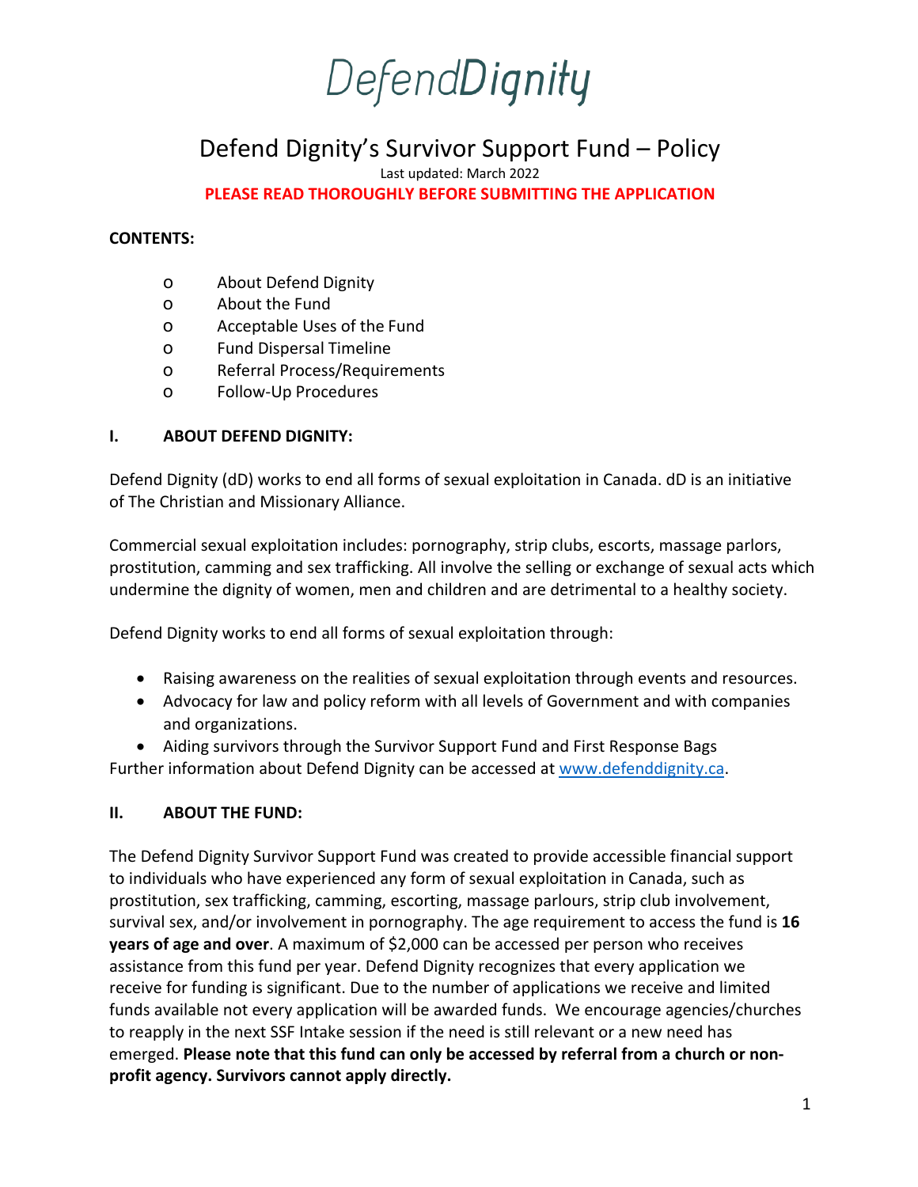# DefendDignity

## Defend Dignity's Survivor Support Fund – Policy

Last updated: March 2022

**PLEASE READ THOROUGHLY BEFORE SUBMITTING THE APPLICATION**

**CONTENTS:**

- About Defend Dignity
- About the Fund
- Acceptable Uses of the Fund
- Fund Dispersal Timeline
- Referral Process/Requirements
- Follow-Up Procedures

### I. ABOUT DEFEND DIGNITY:

Defend Dignity (dD) works to end all forms of sexual exploitation in Canada. dD is an initiative of The Christian and Missionary Alliance.

Commercial sexual exploitation includes: pornography, strip clubs, escorts, massage parlors, prostitution, camming and sex trafficking. All involve the selling or exchange of sexual acts which undermine the dignity of women, men and children and are detrimental to a healthy society.

Defend Dignity works to end all forms of sexual exploitation through:

- Raising awareness on the realities of sexual exploitation through events and resources.
- Advocacy for law and policy reform with all levels of Government and with companies and organizations.
- Aiding survivors through the Survivor Support Fund and First Response Bags

Further information about Defend Dignity can be accessed at [www.defenddignity.ca](http://www.defenddignity.ca).

### II. ABOUT THE FUND:

The Defend Dignity Survivor Support Fund was created to provide accessible financial support to individuals who have experienced any form of sexual exploitation in Canada, such as prostitution, sex trafficking, camming, escorting, massage parlours, strip club involvement, survival sex, and/or involvement in pornography. The age requirement to access the fund is **16 years of age and over**. A maximum of $2,000 can be accessed per person who receives assistance from this fund per year. Defend Dignity recognizes that every application we receive for funding is significant. Due to the number of applications we receive and limited funds available not every application will be awarded funds. We encourage agencies/churches to reapply in the next SSF Intake session if the need is still relevant or a new need has emerged. **Please note that this fund can only be accessed by referral from a church or non-profit agency. Survivors cannot apply directly.**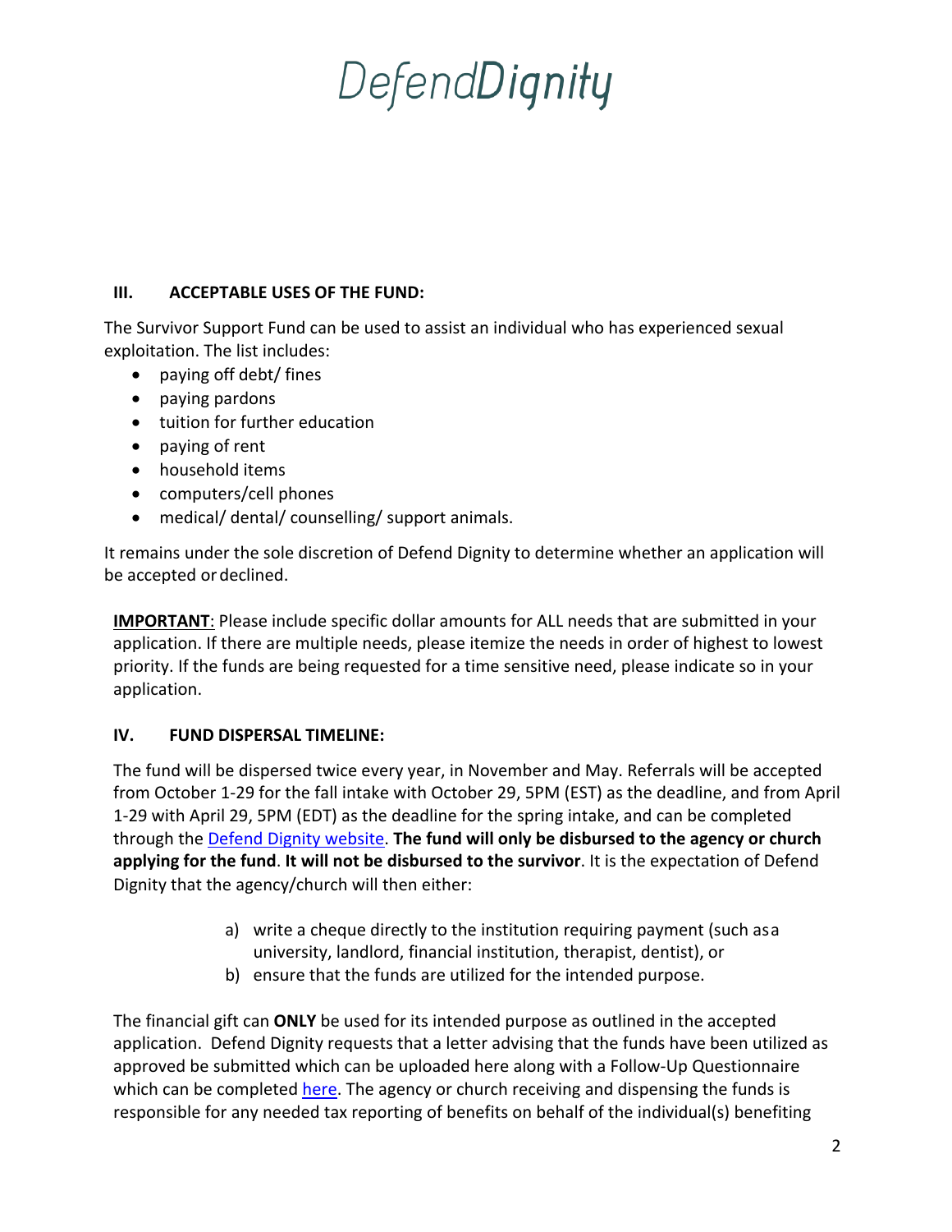### III. ACCEPTABLE USES OF THE FUND:

The Survivor Support Fund can be used to assist an individual who has experienced sexual exploitation. The list includes:

- paying off debt/ fines
- paying pardons
- tuition for further education
- paying of rent
- household items
- computers/cell phones
- medical/ dental/ counselling/ support animals.

It remains under the sole discretion of Defend Dignity to determine whether an application will be accepted or declined.

**IMPORTANT**: Please include specific dollar amounts for ALL needs that are submitted in your application. If there are multiple needs, please itemize the needs in order of highest to lowest priority. If the funds are being requested for a time sensitive need, please indicate so in your application.

### IV. FUND DISPERSAL TIMELINE:

The fund will be dispersed twice every year, in November and May. Referrals will be accepted from October 1-29 for the fall intake with October 29, 5PM (EST) as the deadline, and from April 1-29 with April 29, 5PM (EDT) as the deadline for the spring intake, and can be completed through the Defend Dignity website. **The fund will only be disbursed to the agency or church applying for the fund**. **It will not be disbursed to the survivor**. It is the expectation of Defend Dignity that the agency/church will then either:

a) write a cheque directly to the institution requiring payment (such as a university, landlord, financial institution, therapist, dentist), or
b) ensure that the funds are utilized for the intended purpose.

The financial gift can **ONLY** be used for its intended purpose as outlined in the accepted application. Defend Dignity requests that a letter advising that the funds have been utilized as approved be submitted which can be uploaded here along with a Follow-Up Questionnaire which can be completed here. The agency or church receiving and dispensing the funds is responsible for any needed tax reporting of benefits on behalf of the individual(s) benefiting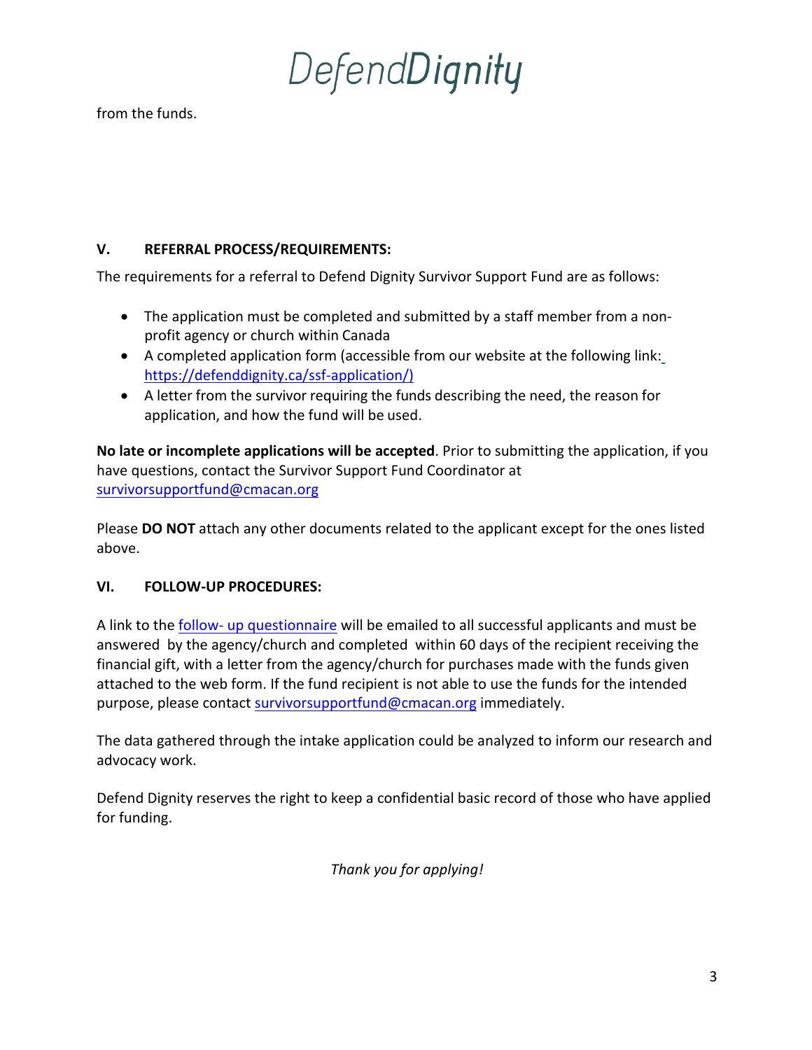from the funds.

## V. REFERRAL PROCESS/REQUIREMENTS:

The requirements for a referral to Defend Dignity Survivor Support Fund are as follows:

- The application must be completed and submitted by a staff member from a non-profit agency or church within Canada
- A completed application form (accessible from our website at the following link: https://defenddignity.ca/ssf-application/)
- A letter from the survivor requiring the funds describing the need, the reason for application, and how the fund will be used.

**No late or incomplete applications will be accepted**. Prior to submitting the application, if you have questions, contact the Survivor Support Fund Coordinator at survivorsupportfund@cmacan.org

Please **DO NOT** attach any other documents related to the applicant except for the ones listed above.

## VI. FOLLOW-UP PROCEDURES:

A link to the follow- up questionnaire will be emailed to all successful applicants and must be answered by the agency/church and completed within 60 days of the recipient receiving the financial gift, with a letter from the agency/church for purchases made with the funds given attached to the web form. If the fund recipient is not able to use the funds for the intended purpose, please contact survivorsupportfund@cmacan.org immediately.

The data gathered through the intake application could be analyzed to inform our research and advocacy work.

Defend Dignity reserves the right to keep a confidential basic record of those who have applied for funding.

*Thank you for applying!*